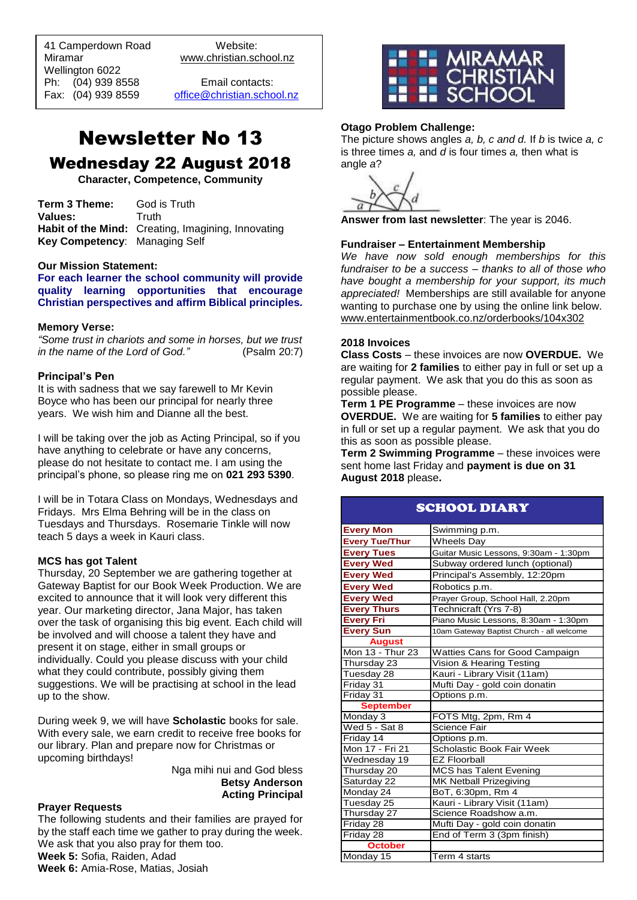41 Camperdown Road
Miramar
Wellington 6022
Ph: (04) 939 8558
Fax: (04) 939 8559

Website:
www.christian.school.nz

Email contacts:
office@christian.school.nz

MIRAMAR CHRISTIAN SCHOOL

# Newsletter No 13

## Wednesday 22 August 2018

**Character, Competence, Community**

**Term 3 Theme:** God is Truth
**Values:** Truth
**Habit of the Mind:** Creating, Imagining, Innovating
**Key Competency**: Managing Self

**Our Mission Statement:**
**For each learner the school community will provide quality learning opportunities that encourage Christian perspectives and affirm Biblical principles.**

**Memory Verse:**
*"Some trust in chariots and some in horses, but we trust in the name of the Lord of God."* (Psalm 20:7)

**Principal's Pen**
It is with sadness that we say farewell to Mr Kevin Boyce who has been our principal for nearly three years. We wish him and Dianne all the best.

I will be taking over the job as Acting Principal, so if you have anything to celebrate or have any concerns, please do not hesitate to contact me. I am using the principal's phone, so please ring me on **021 293 5390**.

I will be in Totara Class on Mondays, Wednesdays and Fridays. Mrs Elma Behring will be in the class on Tuesdays and Thursdays. Rosemarie Tinkle will now teach 5 days a week in Kauri class.

**MCS has got Talent**
Thursday, 20 September we are gathering together at Gateway Baptist for our Book Week Production. We are excited to announce that it will look very different this year. Our marketing director, Jana Major, has taken over the task of organising this big event. Each child will be involved and will choose a talent they have and present it on stage, either in small groups or individually. Could you please discuss with your child what they could contribute, possibly giving them suggestions. We will be practising at school in the lead up to the show.

During week 9, we will have **Scholastic** books for sale. With every sale, we earn credit to receive free books for our library. Plan and prepare now for Christmas or upcoming birthdays!

Nga mihi nui and God bless
**Betsy Anderson**
**Acting Principal**

**Prayer Requests**
The following students and their families are prayed for by the staff each time we gather to pray during the week. We ask that you also pray for them too.
**Week 5:** Sofia, Raiden, Adad
**Week 6:** Amia-Rose, Matias, Josiah

**Otago Problem Challenge:**
The picture shows angles *a, b, c and d.* If *b* is twice *a, c* is three times *a,* and *d* is four times *a,* then what is angle *a*?

**Answer from last newsletter**: The year is 2046.

**Fundraiser – Entertainment Membership**
*We have now sold enough memberships for this fundraiser to be a success – thanks to all of those who have bought a membership for your support, its much appreciated!* Memberships are still available for anyone wanting to purchase one by using the online link below.
www.entertainmentbook.co.nz/orderbooks/104x302

**2018 Invoices**
**Class Costs** – these invoices are now **OVERDUE.** We are waiting for **2 families** to either pay in full or set up a regular payment. We ask that you do this as soon as possible please.
**Term 1 PE Programme** – these invoices are now **OVERDUE.** We are waiting for **5 families** to either pay in full or set up a regular payment. We ask that you do this as soon as possible please.
**Term 2 Swimming Programme** – these invoices were sent home last Friday and **payment is due on 31 August 2018** please**.**

| SCHOOL DIARY | |
|---|---|
| Every Mon | Swimming p.m. |
| Every Tue/Thur | Wheels Day |
| Every Tues | Guitar Music Lessons, 9:30am - 1:30pm |
| Every Wed | Subway ordered lunch (optional) |
| Every Wed | Principal's Assembly, 12:20pm |
| Every Wed | Robotics p.m. |
| Every Wed | Prayer Group, School Hall, 2.20pm |
| Every Thurs | Technicraft (Yrs 7-8) |
| Every Fri | Piano Music Lessons, 8:30am - 1:30pm |
| Every Sun | 10am Gateway Baptist Church - all welcome |
| **August** | |
| Mon 13 - Thur 23 | Watties Cans for Good Campaign |
| Thursday 23 | Vision & Hearing Testing |
| Tuesday 28 | Kauri - Library Visit (11am) |
| Friday 31 | Mufti Day - gold coin donatin |
| Friday 31 | Options p.m. |
| **September** | |
| Monday 3 | FOTS Mtg, 2pm, Rm 4 |
| Wed 5 - Sat 8 | Science Fair |
| Friday 14 | Options p.m. |
| Mon 17 - Fri 21 | Scholastic Book Fair Week |
| Wednesday 19 | EZ Floorball |
| Thursday 20 | MCS has Talent Evening |
| Saturday 22 | MK Netball Prizegiving |
| Monday 24 | BoT, 6:30pm, Rm 4 |
| Tuesday 25 | Kauri - Library Visit (11am) |
| Thursday 27 | Science Roadshow a.m. |
| Friday 28 | Mufti Day - gold coin donatin |
| Friday 28 | End of Term 3 (3pm finish) |
| **October** | |
| Monday 15 | Term 4 starts |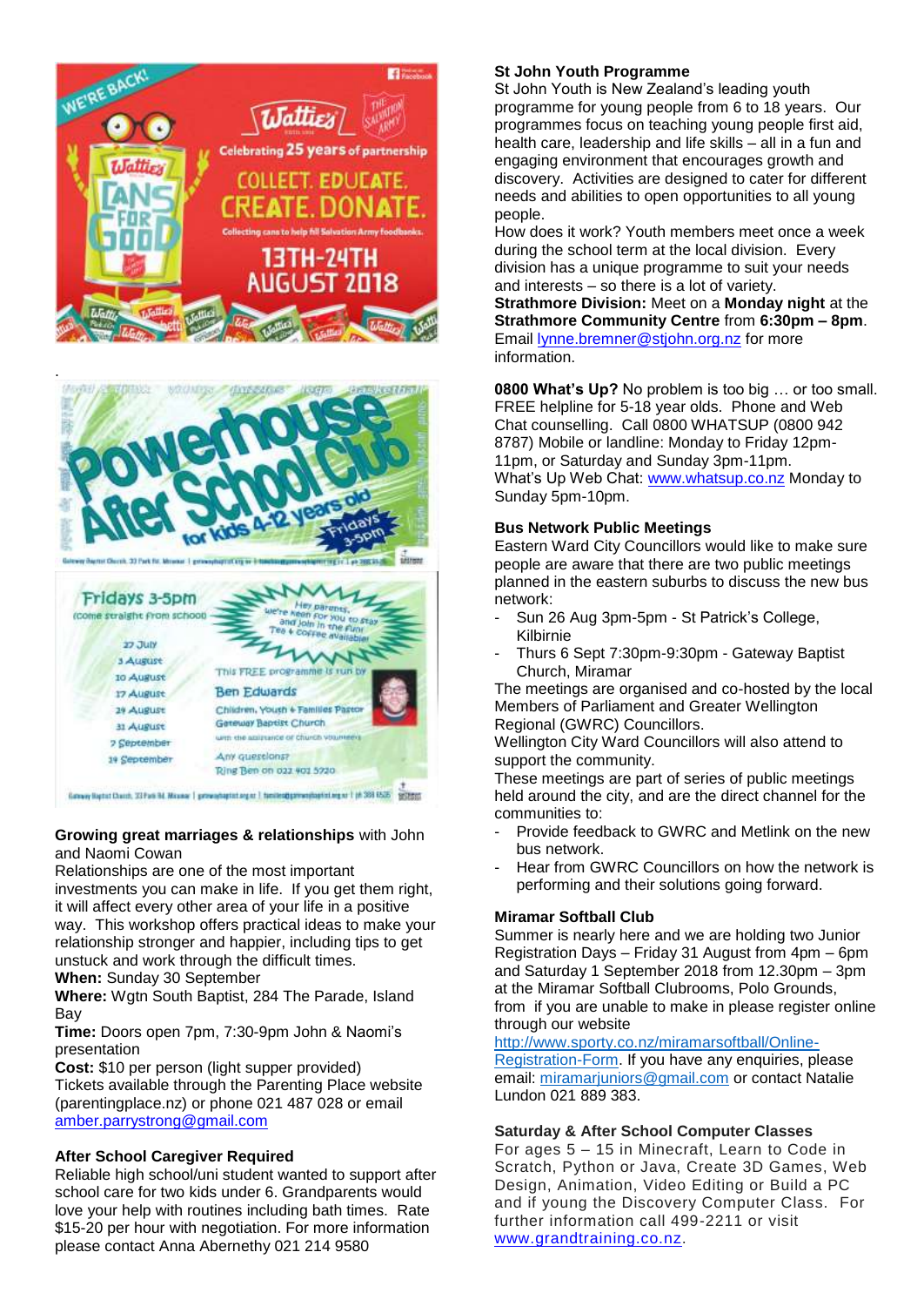.

**Growing great marriages & relationships** with John and Naomi Cowan

Relationships are one of the most important investments you can make in life. If you get them right, it will affect every other area of your life in a positive way. This workshop offers practical ideas to make your relationship stronger and happier, including tips to get unstuck and work through the difficult times.

**When:** Sunday 30 September

**Where:** Wgtn South Baptist, 284 The Parade, Island Bay

**Time:** Doors open 7pm, 7:30-9pm John & Naomi's presentation

**Cost:** $10 per person (light supper provided)

Tickets available through the Parenting Place website (parentingplace.nz) or phone 021 487 028 or email amber.parrystrong@gmail.com

**After School Caregiver Required**

Reliable high school/uni student wanted to support after school care for two kids under 6. Grandparents would love your help with routines including bath times. Rate $15-20 per hour with negotiation. For more information please contact Anna Abernethy 021 214 9580

**St John Youth Programme**

St John Youth is New Zealand's leading youth programme for young people from 6 to 18 years. Our programmes focus on teaching young people first aid, health care, leadership and life skills – all in a fun and engaging environment that encourages growth and discovery. Activities are designed to cater for different needs and abilities to open opportunities to all young people.

How does it work? Youth members meet once a week during the school term at the local division. Every division has a unique programme to suit your needs and interests – so there is a lot of variety.

**Strathmore Division:** Meet on a **Monday night** at the **Strathmore Community Centre** from **6:30pm – 8pm**. Email lynne.bremner@stjohn.org.nz for more information.

**0800 What's Up?** No problem is too big … or too small. FREE helpline for 5-18 year olds. Phone and Web Chat counselling. Call 0800 WHATSUP (0800 942 8787) Mobile or landline: Monday to Friday 12pm-11pm, or Saturday and Sunday 3pm-11pm.

What's Up Web Chat: www.whatsup.co.nz Monday to Sunday 5pm-10pm.

**Bus Network Public Meetings**

Eastern Ward City Councillors would like to make sure people are aware that there are two public meetings planned in the eastern suburbs to discuss the new bus network:

- Sun 26 Aug 3pm-5pm - St Patrick's College, Kilbirnie
- Thurs 6 Sept 7:30pm-9:30pm - Gateway Baptist Church, Miramar

The meetings are organised and co-hosted by the local Members of Parliament and Greater Wellington Regional (GWRC) Councillors.

Wellington City Ward Councillors will also attend to support the community.

These meetings are part of series of public meetings held around the city, and are the direct channel for the communities to:

- Provide feedback to GWRC and Metlink on the new bus network.
- Hear from GWRC Councillors on how the network is performing and their solutions going forward.

**Miramar Softball Club**

Summer is nearly here and we are holding two Junior Registration Days – Friday 31 August from 4pm – 6pm and Saturday 1 September 2018 from 12.30pm – 3pm at the Miramar Softball Clubrooms, Polo Grounds, from if you are unable to make in please register online through our website http://www.sporty.co.nz/miramarsoftball/Online-Registration-Form. If you have any enquiries, please email: miramarjuniors@gmail.com or contact Natalie Lundon 021 889 383.

**Saturday & After School Computer Classes**

For ages 5 – 15 in Minecraft, Learn to Code in Scratch, Python or Java, Create 3D Games, Web Design, Animation, Video Editing or Build a PC and if young the Discovery Computer Class. For further information call 499-2211 or visit www.grandtraining.co.nz.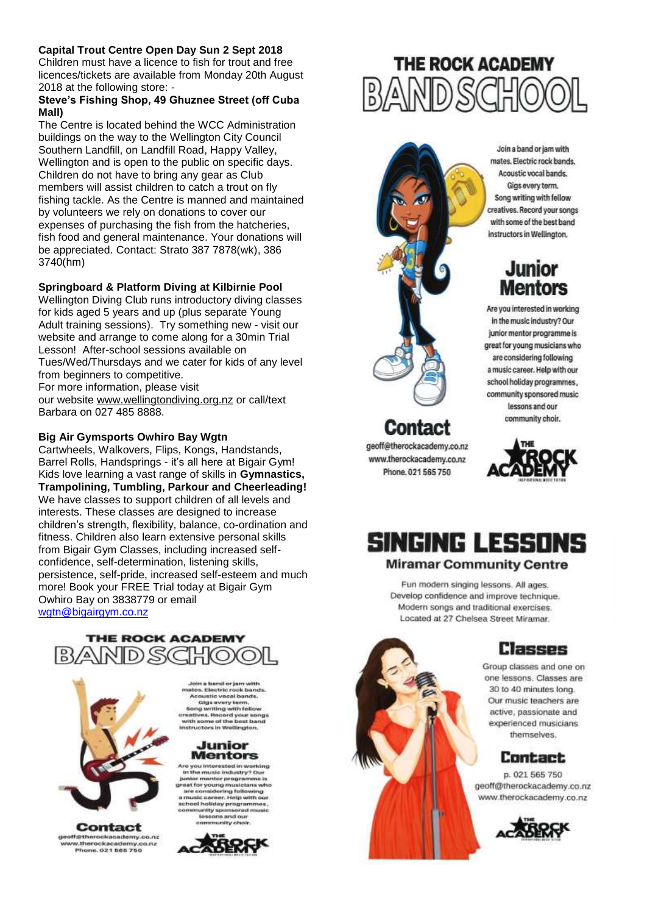**Capital Trout Centre Open Day Sun 2 Sept 2018**

Children must have a licence to fish for trout and free licences/tickets are available from Monday 20th August 2018 at the following store: -

**Steve's Fishing Shop, 49 Ghuznee Street (off Cuba Mall)**

The Centre is located behind the WCC Administration buildings on the way to the Wellington City Council Southern Landfill, on Landfill Road, Happy Valley, Wellington and is open to the public on specific days. Children do not have to bring any gear as Club members will assist children to catch a trout on fly fishing tackle. As the Centre is manned and maintained by volunteers we rely on donations to cover our expenses of purchasing the fish from the hatcheries, fish food and general maintenance. Your donations will be appreciated. Contact: Strato 387 7878(wk), 386 3740(hm)

**Springboard & Platform Diving at Kilbirnie Pool**

Wellington Diving Club runs introductory diving classes for kids aged 5 years and up (plus separate Young Adult training sessions). Try something new - visit our website and arrange to come along for a 30min Trial Lesson! After-school sessions available on Tues/Wed/Thursdays and we cater for kids of any level from beginners to competitive.

For more information, please visit our website www.wellingtondiving.org.nz or call/text Barbara on 027 485 8888.

**Big Air Gymsports Owhiro Bay Wgtn**

Cartwheels, Walkovers, Flips, Kongs, Handstands, Barrel Rolls, Handsprings - it's all here at Bigair Gym! Kids love learning a vast range of skills in **Gymnastics, Trampolining, Tumbling, Parkour and Cheerleading!** We have classes to support children of all levels and interests. These classes are designed to increase children's strength, flexibility, balance, co-ordination and fitness. Children also learn extensive personal skills from Bigair Gym Classes, including increased self-confidence, self-determination, listening skills, persistence, self-pride, increased self-esteem and much more! Book your FREE Trial today at Bigair Gym Owhiro Bay on 3838779 or email wgtn@bigairgym.co.nz

## THE ROCK ACADEMY BAND SCHOOL

Join a band or jam with mates. Electric rock bands. Acoustic vocal bands. Gigs every term. Song writing with fellow creatives. Record your songs with some of the best band instructors in Wellington.

### Junior Mentors

Are you interested in working in the music industry? Our junior mentor programme is great for young musicians who are considering following a music career. Help with our school holiday programmes, community sponsored music lessons and our community choir.

### Contact

geoff@therockacademy.co.nz
www.therockacademy.co.nz
Phone. 021 565 750

THE ROCK ACADEMY

## THE ROCK ACADEMY BAND SCHOOL

Join a band or jam with mates. Electric rock bands. Acoustic vocal bands. Gigs every term. Song writing with fellow creatives. Record your songs with some of the best band instructors in Wellington.

### Junior Mentors

Are you interested in working in the music industry? Our junior mentor programme is great for young musicians who are considering following a music career. Help with our school holiday programmes, community sponsored music lessons and our community choir.

### Contact

geoff@therockacademy.co.nz
www.therockacademy.co.nz
Phone. 021 565 750

THE ROCK ACADEMY

## SINGING LESSONS

**Miramar Community Centre**

Fun modern singing lessons. All ages. Develop confidence and improve technique. Modern songs and traditional exercises. Located at 27 Chelsea Street Miramar.

### Classes

Group classes and one on one lessons. Classes are 30 to 40 minutes long. Our music teachers are active, passionate and experienced musicians themselves.

### Contact

p. 021 565 750
geoff@therockacademy.co.nz
www.therockacademy.co.nz

THE ROCK ACADEMY